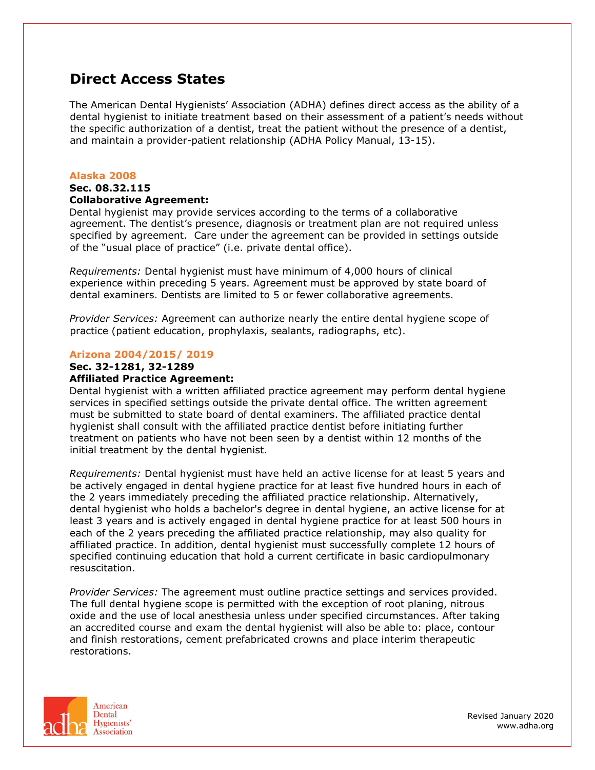# Direct Access States

The American Dental Hygienists' Association (ADHA) defines direct access as the ability of a dental hygienist to initiate treatment based on their assessment of a patient's needs without the specific authorization of a dentist, treat the patient without the presence of a dentist, and maintain a provider-patient relationship (ADHA Policy Manual, 13-15).

## Alaska 2008

**Sec. 08.32.115**

**Collaborative Agreement:**

Dental hygienist may provide services according to the terms of a collaborative agreement. The dentist's presence, diagnosis or treatment plan are not required unless specified by agreement. Care under the agreement can be provided in settings outside of the "usual place of practice" (i.e. private dental office).

*Requirements:* Dental hygienist must have minimum of 4,000 hours of clinical experience within preceding 5 years. Agreement must be approved by state board of dental examiners. Dentists are limited to 5 or fewer collaborative agreements.

*Provider Services:* Agreement can authorize nearly the entire dental hygiene scope of practice (patient education, prophylaxis, sealants, radiographs, etc).

## Arizona 2004/2015/ 2019

**Sec. 32-1281, 32-1289**

**Affiliated Practice Agreement:**

Dental hygienist with a written affiliated practice agreement may perform dental hygiene services in specified settings outside the private dental office. The written agreement must be submitted to state board of dental examiners. The affiliated practice dental hygienist shall consult with the affiliated practice dentist before initiating further treatment on patients who have not been seen by a dentist within 12 months of the initial treatment by the dental hygienist.

*Requirements:* Dental hygienist must have held an active license for at least 5 years and be actively engaged in dental hygiene practice for at least five hundred hours in each of the 2 years immediately preceding the affiliated practice relationship. Alternatively, dental hygienist who holds a bachelor's degree in dental hygiene, an active license for at least 3 years and is actively engaged in dental hygiene practice for at least 500 hours in each of the 2 years preceding the affiliated practice relationship, may also quality for affiliated practice. In addition, dental hygienist must successfully complete 12 hours of specified continuing education that hold a current certificate in basic cardiopulmonary resuscitation.

*Provider Services:* The agreement must outline practice settings and services provided. The full dental hygiene scope is permitted with the exception of root planing, nitrous oxide and the use of local anesthesia unless under specified circumstances. After taking an accredited course and exam the dental hygienist will also be able to: place, contour and finish restorations, cement prefabricated crowns and place interim therapeutic restorations.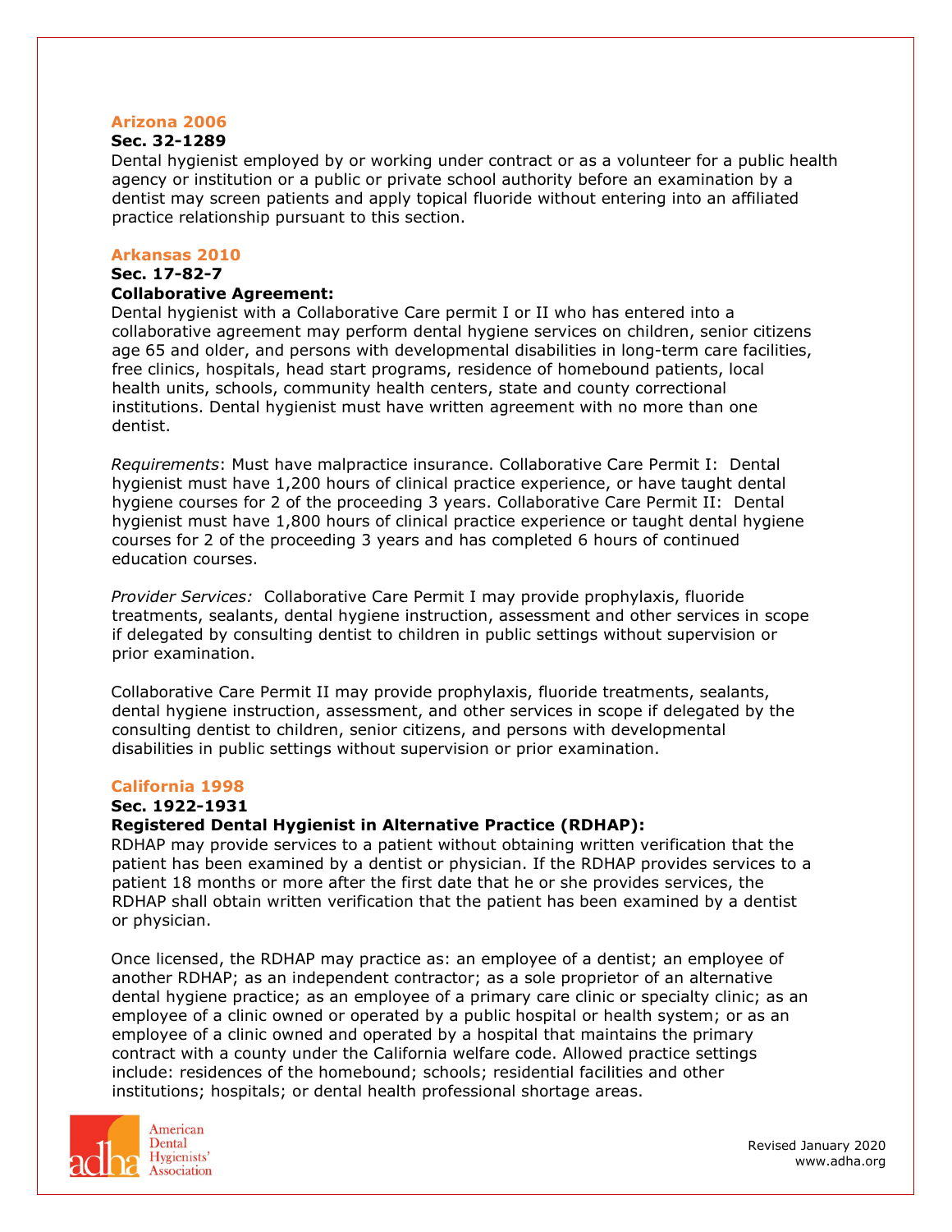### Arizona 2006

**Sec. 32-1289**

Dental hygienist employed by or working under contract or as a volunteer for a public health agency or institution or a public or private school authority before an examination by a dentist may screen patients and apply topical fluoride without entering into an affiliated practice relationship pursuant to this section.

### Arkansas 2010

**Sec. 17-82-7**

**Collaborative Agreement:**

Dental hygienist with a Collaborative Care permit I or II who has entered into a collaborative agreement may perform dental hygiene services on children, senior citizens age 65 and older, and persons with developmental disabilities in long-term care facilities, free clinics, hospitals, head start programs, residence of homebound patients, local health units, schools, community health centers, state and county correctional institutions. Dental hygienist must have written agreement with no more than one dentist.

*Requirements*: Must have malpractice insurance. Collaborative Care Permit I: Dental hygienist must have 1,200 hours of clinical practice experience, or have taught dental hygiene courses for 2 of the proceeding 3 years. Collaborative Care Permit II: Dental hygienist must have 1,800 hours of clinical practice experience or taught dental hygiene courses for 2 of the proceeding 3 years and has completed 6 hours of continued education courses.

*Provider Services:* Collaborative Care Permit I may provide prophylaxis, fluoride treatments, sealants, dental hygiene instruction, assessment and other services in scope if delegated by consulting dentist to children in public settings without supervision or prior examination.

Collaborative Care Permit II may provide prophylaxis, fluoride treatments, sealants, dental hygiene instruction, assessment, and other services in scope if delegated by the consulting dentist to children, senior citizens, and persons with developmental disabilities in public settings without supervision or prior examination.

### California 1998

**Sec. 1922-1931**

**Registered Dental Hygienist in Alternative Practice (RDHAP):**

RDHAP may provide services to a patient without obtaining written verification that the patient has been examined by a dentist or physician. If the RDHAP provides services to a patient 18 months or more after the first date that he or she provides services, the RDHAP shall obtain written verification that the patient has been examined by a dentist or physician.

Once licensed, the RDHAP may practice as: an employee of a dentist; an employee of another RDHAP; as an independent contractor; as a sole proprietor of an alternative dental hygiene practice; as an employee of a primary care clinic or specialty clinic; as an employee of a clinic owned or operated by a public hospital or health system; or as an employee of a clinic owned and operated by a hospital that maintains the primary contract with a county under the California welfare code. Allowed practice settings include: residences of the homebound; schools; residential facilities and other institutions; hospitals; or dental health professional shortage areas.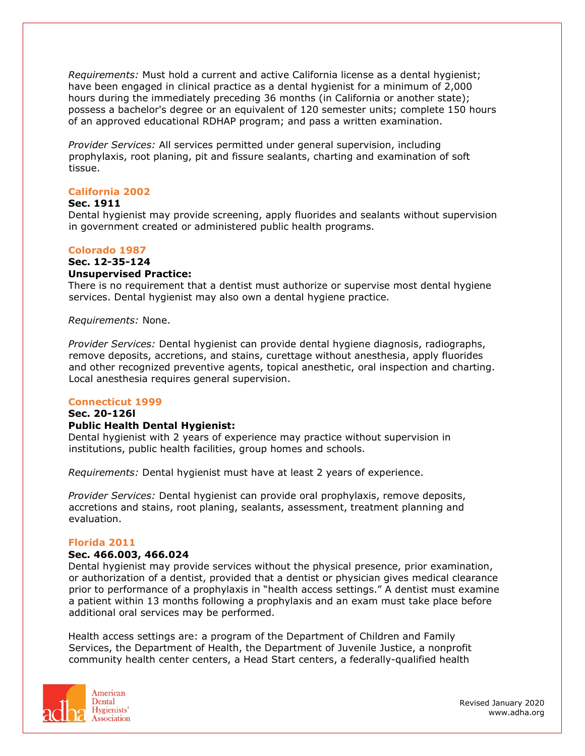*Requirements:* Must hold a current and active California license as a dental hygienist; have been engaged in clinical practice as a dental hygienist for a minimum of 2,000 hours during the immediately preceding 36 months (in California or another state); possess a bachelor's degree or an equivalent of 120 semester units; complete 150 hours of an approved educational RDHAP program; and pass a written examination.

*Provider Services:* All services permitted under general supervision, including prophylaxis, root planing, pit and fissure sealants, charting and examination of soft tissue.

## California 2002

**Sec. 1911**

Dental hygienist may provide screening, apply fluorides and sealants without supervision in government created or administered public health programs.

## Colorado 1987

**Sec. 12-35-124**

**Unsupervised Practice:**

There is no requirement that a dentist must authorize or supervise most dental hygiene services. Dental hygienist may also own a dental hygiene practice.

*Requirements:* None.

*Provider Services:* Dental hygienist can provide dental hygiene diagnosis, radiographs, remove deposits, accretions, and stains, curettage without anesthesia, apply fluorides and other recognized preventive agents, topical anesthetic, oral inspection and charting. Local anesthesia requires general supervision.

## Connecticut 1999

**Sec. 20-126l**

**Public Health Dental Hygienist:**

Dental hygienist with 2 years of experience may practice without supervision in institutions, public health facilities, group homes and schools.

*Requirements:* Dental hygienist must have at least 2 years of experience.

*Provider Services:* Dental hygienist can provide oral prophylaxis, remove deposits, accretions and stains, root planing, sealants, assessment, treatment planning and evaluation.

## Florida 2011

**Sec. 466.003, 466.024**

Dental hygienist may provide services without the physical presence, prior examination, or authorization of a dentist, provided that a dentist or physician gives medical clearance prior to performance of a prophylaxis in "health access settings." A dentist must examine a patient within 13 months following a prophylaxis and an exam must take place before additional oral services may be performed.

Health access settings are: a program of the Department of Children and Family Services, the Department of Health, the Department of Juvenile Justice, a nonprofit community health center centers, a Head Start centers, a federally-qualified health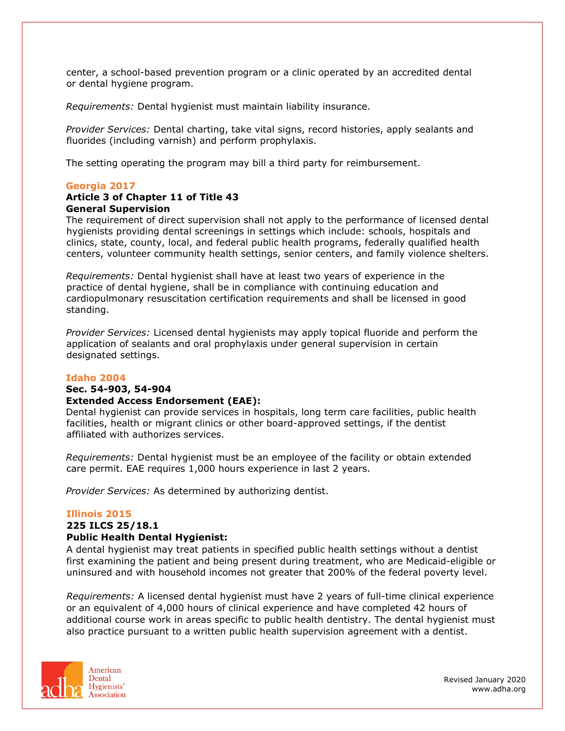center, a school-based prevention program or a clinic operated by an accredited dental or dental hygiene program.

*Requirements:* Dental hygienist must maintain liability insurance.

*Provider Services:* Dental charting, take vital signs, record histories, apply sealants and fluorides (including varnish) and perform prophylaxis.

The setting operating the program may bill a third party for reimbursement.

### Georgia 2017

**Article 3 of Chapter 11 of Title 43**
**General Supervision**

The requirement of direct supervision shall not apply to the performance of licensed dental hygienists providing dental screenings in settings which include: schools, hospitals and clinics, state, county, local, and federal public health programs, federally qualified health centers, volunteer community health settings, senior centers, and family violence shelters.

*Requirements:* Dental hygienist shall have at least two years of experience in the practice of dental hygiene, shall be in compliance with continuing education and cardiopulmonary resuscitation certification requirements and shall be licensed in good standing.

*Provider Services:* Licensed dental hygienists may apply topical fluoride and perform the application of sealants and oral prophylaxis under general supervision in certain designated settings.

### Idaho 2004

**Sec. 54-903, 54-904**
**Extended Access Endorsement (EAE):**

Dental hygienist can provide services in hospitals, long term care facilities, public health facilities, health or migrant clinics or other board-approved settings, if the dentist affiliated with authorizes services.

*Requirements:* Dental hygienist must be an employee of the facility or obtain extended care permit. EAE requires 1,000 hours experience in last 2 years.

*Provider Services:* As determined by authorizing dentist.

### Illinois 2015

**225 ILCS 25/18.1**
**Public Health Dental Hygienist:**

A dental hygienist may treat patients in specified public health settings without a dentist first examining the patient and being present during treatment, who are Medicaid-eligible or uninsured and with household incomes not greater that 200% of the federal poverty level.

*Requirements:* A licensed dental hygienist must have 2 years of full-time clinical experience or an equivalent of 4,000 hours of clinical experience and have completed 42 hours of additional course work in areas specific to public health dentistry. The dental hygienist must also practice pursuant to a written public health supervision agreement with a dentist.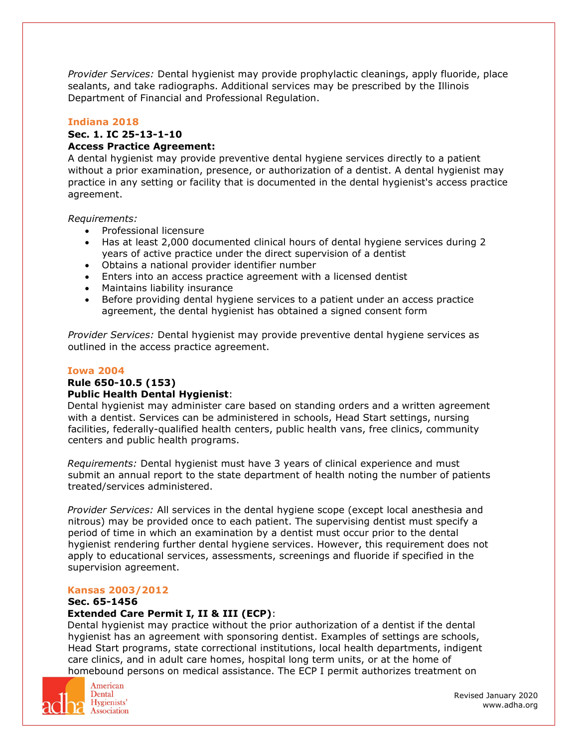*Provider Services:* Dental hygienist may provide prophylactic cleanings, apply fluoride, place sealants, and take radiographs. Additional services may be prescribed by the Illinois Department of Financial and Professional Regulation.

### Indiana 2018

**Sec. 1. IC 25-13-1-10**

**Access Practice Agreement:**

A dental hygienist may provide preventive dental hygiene services directly to a patient without a prior examination, presence, or authorization of a dentist. A dental hygienist may practice in any setting or facility that is documented in the dental hygienist's access practice agreement.

*Requirements:*

- Professional licensure
- Has at least 2,000 documented clinical hours of dental hygiene services during 2 years of active practice under the direct supervision of a dentist
- Obtains a national provider identifier number
- Enters into an access practice agreement with a licensed dentist
- Maintains liability insurance
- Before providing dental hygiene services to a patient under an access practice agreement, the dental hygienist has obtained a signed consent form

*Provider Services:* Dental hygienist may provide preventive dental hygiene services as outlined in the access practice agreement.

### Iowa 2004

**Rule 650-10.5 (153)**

**Public Health Dental Hygienist**:

Dental hygienist may administer care based on standing orders and a written agreement with a dentist. Services can be administered in schools, Head Start settings, nursing facilities, federally-qualified health centers, public health vans, free clinics, community centers and public health programs.

*Requirements:* Dental hygienist must have 3 years of clinical experience and must submit an annual report to the state department of health noting the number of patients treated/services administered.

*Provider Services:* All services in the dental hygiene scope (except local anesthesia and nitrous) may be provided once to each patient. The supervising dentist must specify a period of time in which an examination by a dentist must occur prior to the dental hygienist rendering further dental hygiene services. However, this requirement does not apply to educational services, assessments, screenings and fluoride if specified in the supervision agreement.

### Kansas 2003/2012

**Sec. 65-1456**

**Extended Care Permit I, II & III (ECP)**:

Dental hygienist may practice without the prior authorization of a dentist if the dental hygienist has an agreement with sponsoring dentist. Examples of settings are schools, Head Start programs, state correctional institutions, local health departments, indigent care clinics, and in adult care homes, hospital long term units, or at the home of homebound persons on medical assistance. The ECP I permit authorizes treatment on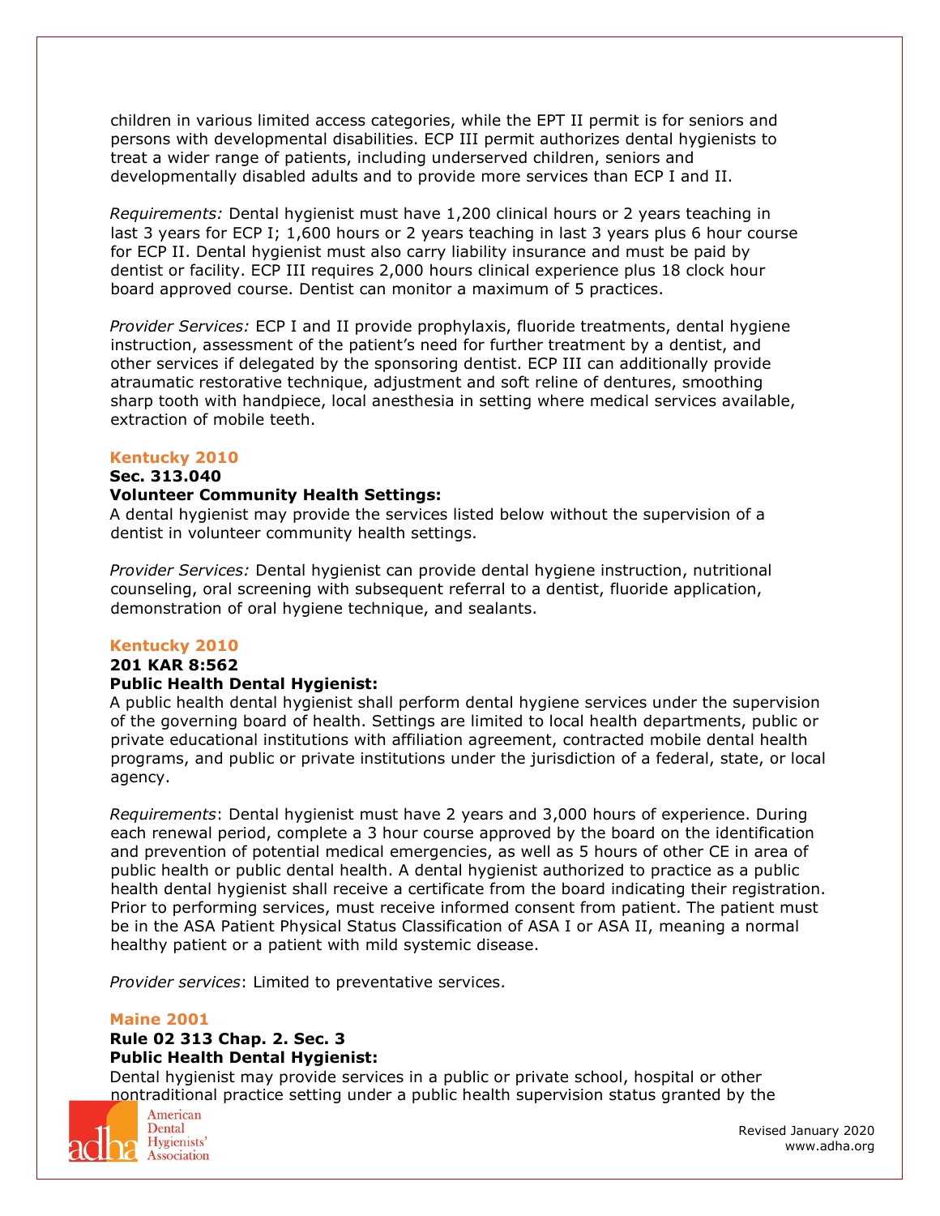children in various limited access categories, while the EPT II permit is for seniors and persons with developmental disabilities. ECP III permit authorizes dental hygienists to treat a wider range of patients, including underserved children, seniors and developmentally disabled adults and to provide more services than ECP I and II.

*Requirements:* Dental hygienist must have 1,200 clinical hours or 2 years teaching in last 3 years for ECP I; 1,600 hours or 2 years teaching in last 3 years plus 6 hour course for ECP II. Dental hygienist must also carry liability insurance and must be paid by dentist or facility. ECP III requires 2,000 hours clinical experience plus 18 clock hour board approved course. Dentist can monitor a maximum of 5 practices.

*Provider Services:* ECP I and II provide prophylaxis, fluoride treatments, dental hygiene instruction, assessment of the patient's need for further treatment by a dentist, and other services if delegated by the sponsoring dentist. ECP III can additionally provide atraumatic restorative technique, adjustment and soft reline of dentures, smoothing sharp tooth with handpiece, local anesthesia in setting where medical services available, extraction of mobile teeth.

## Kentucky 2010

**Sec. 313.040**

**Volunteer Community Health Settings:**

A dental hygienist may provide the services listed below without the supervision of a dentist in volunteer community health settings.

*Provider Services:* Dental hygienist can provide dental hygiene instruction, nutritional counseling, oral screening with subsequent referral to a dentist, fluoride application, demonstration of oral hygiene technique, and sealants.

## Kentucky 2010

**201 KAR 8:562**

**Public Health Dental Hygienist:**

A public health dental hygienist shall perform dental hygiene services under the supervision of the governing board of health. Settings are limited to local health departments, public or private educational institutions with affiliation agreement, contracted mobile dental health programs, and public or private institutions under the jurisdiction of a federal, state, or local agency.

*Requirements*: Dental hygienist must have 2 years and 3,000 hours of experience. During each renewal period, complete a 3 hour course approved by the board on the identification and prevention of potential medical emergencies, as well as 5 hours of other CE in area of public health or public dental health. A dental hygienist authorized to practice as a public health dental hygienist shall receive a certificate from the board indicating their registration. Prior to performing services, must receive informed consent from patient. The patient must be in the ASA Patient Physical Status Classification of ASA I or ASA II, meaning a normal healthy patient or a patient with mild systemic disease.

*Provider services*: Limited to preventative services.

## Maine 2001

**Rule 02 313 Chap. 2. Sec. 3**

**Public Health Dental Hygienist:**

Dental hygienist may provide services in a public or private school, hospital or other nontraditional practice setting under a public health supervision status granted by the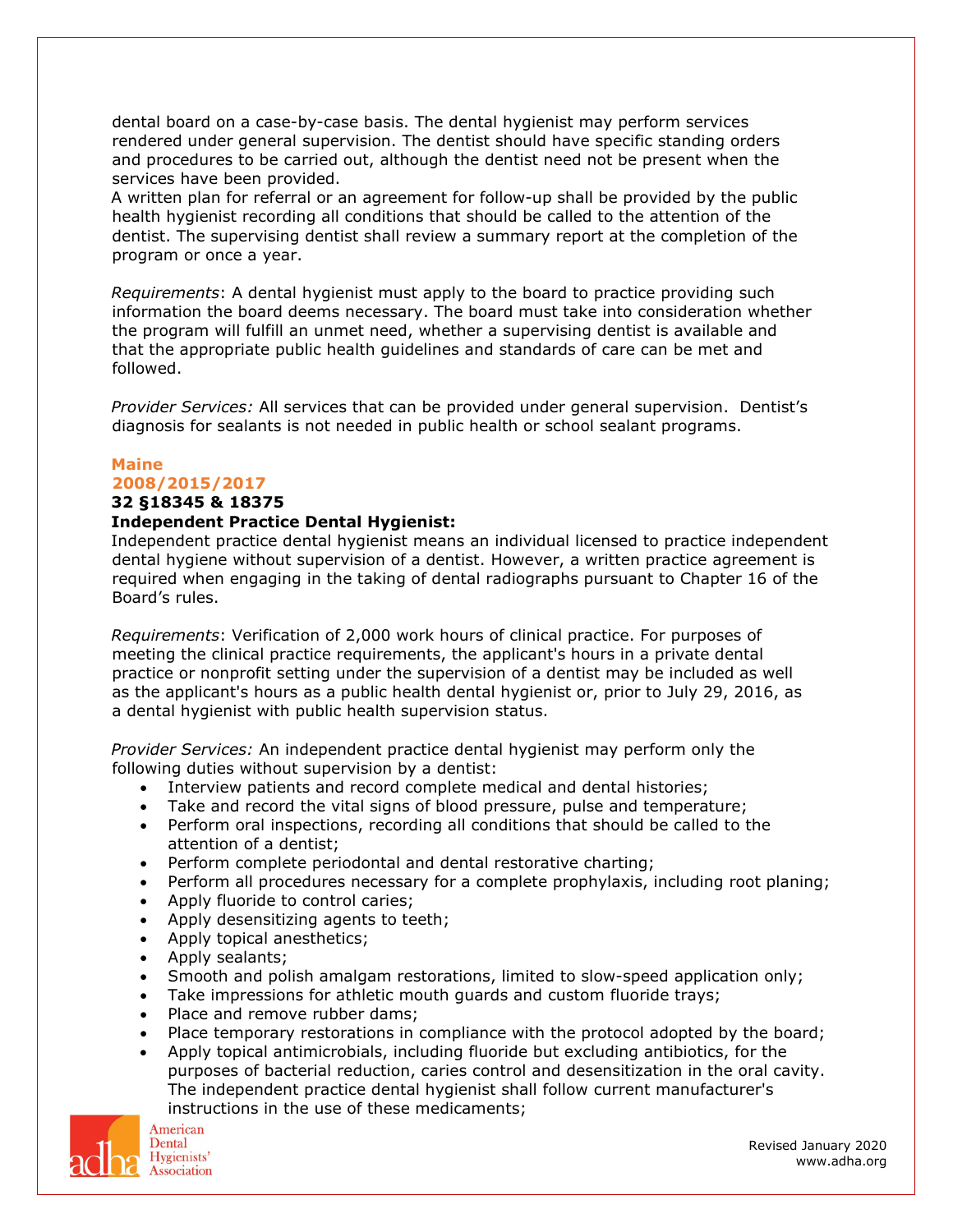dental board on a case-by-case basis. The dental hygienist may perform services rendered under general supervision. The dentist should have specific standing orders and procedures to be carried out, although the dentist need not be present when the services have been provided.

A written plan for referral or an agreement for follow-up shall be provided by the public health hygienist recording all conditions that should be called to the attention of the dentist. The supervising dentist shall review a summary report at the completion of the program or once a year.

*Requirements*: A dental hygienist must apply to the board to practice providing such information the board deems necessary. The board must take into consideration whether the program will fulfill an unmet need, whether a supervising dentist is available and that the appropriate public health guidelines and standards of care can be met and followed.

*Provider Services:* All services that can be provided under general supervision. Dentist's diagnosis for sealants is not needed in public health or school sealant programs.

### Maine
### 2008/2015/2017

**32 §18345 & 18375**

**Independent Practice Dental Hygienist:**

Independent practice dental hygienist means an individual licensed to practice independent dental hygiene without supervision of a dentist. However, a written practice agreement is required when engaging in the taking of dental radiographs pursuant to Chapter 16 of the Board's rules.

*Requirements*: Verification of 2,000 work hours of clinical practice. For purposes of meeting the clinical practice requirements, the applicant's hours in a private dental practice or nonprofit setting under the supervision of a dentist may be included as well as the applicant's hours as a public health dental hygienist or, prior to July 29, 2016, as a dental hygienist with public health supervision status.

*Provider Services:* An independent practice dental hygienist may perform only the following duties without supervision by a dentist:

- Interview patients and record complete medical and dental histories;
- Take and record the vital signs of blood pressure, pulse and temperature;
- Perform oral inspections, recording all conditions that should be called to the attention of a dentist;
- Perform complete periodontal and dental restorative charting;
- Perform all procedures necessary for a complete prophylaxis, including root planing;
- Apply fluoride to control caries;
- Apply desensitizing agents to teeth;
- Apply topical anesthetics;
- Apply sealants;
- Smooth and polish amalgam restorations, limited to slow-speed application only;
- Take impressions for athletic mouth guards and custom fluoride trays;
- Place and remove rubber dams;
- Place temporary restorations in compliance with the protocol adopted by the board;
- Apply topical antimicrobials, including fluoride but excluding antibiotics, for the purposes of bacterial reduction, caries control and desensitization in the oral cavity. The independent practice dental hygienist shall follow current manufacturer's instructions in the use of these medicaments;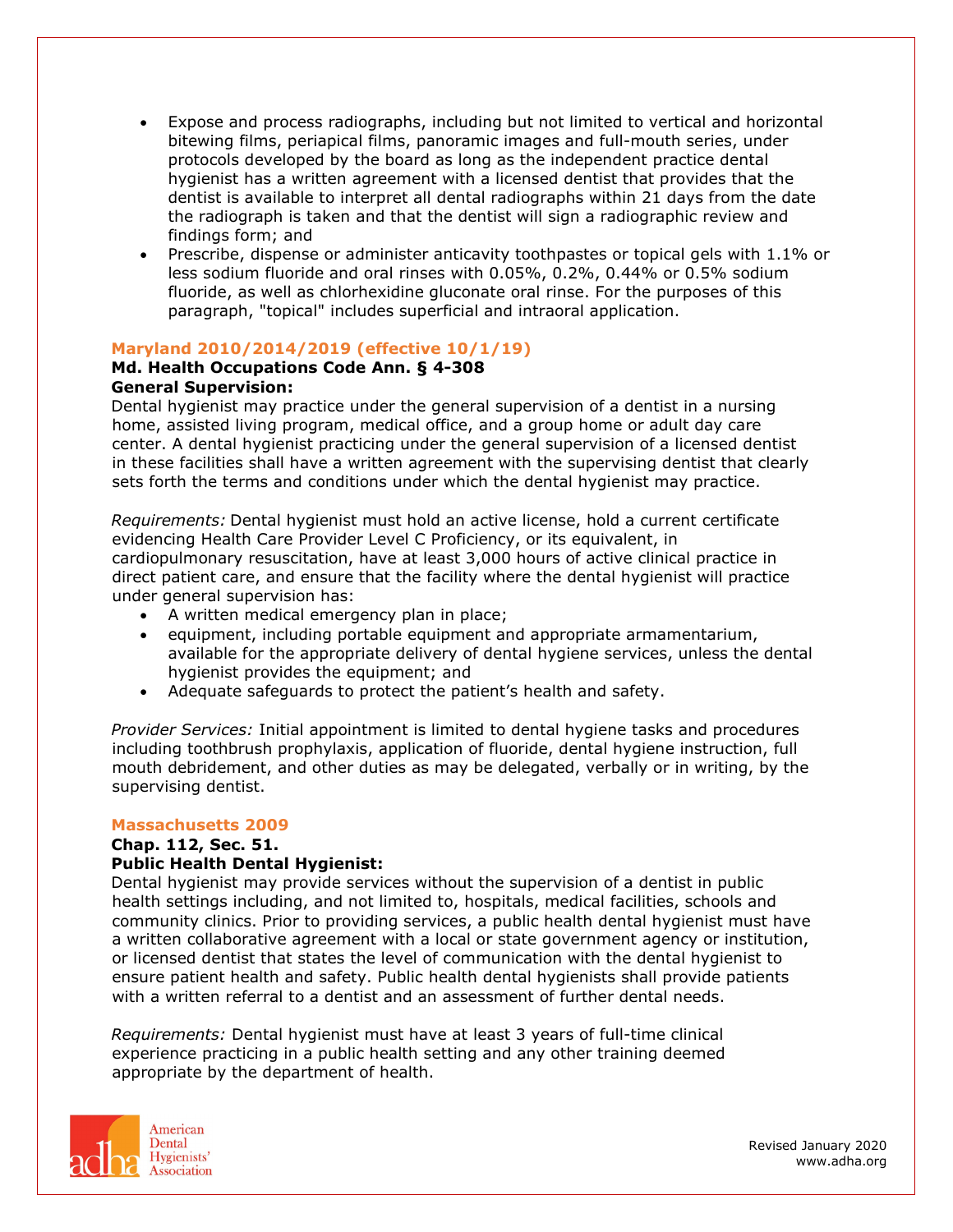- Expose and process radiographs, including but not limited to vertical and horizontal bitewing films, periapical films, panoramic images and full-mouth series, under protocols developed by the board as long as the independent practice dental hygienist has a written agreement with a licensed dentist that provides that the dentist is available to interpret all dental radiographs within 21 days from the date the radiograph is taken and that the dentist will sign a radiographic review and findings form; and
- Prescribe, dispense or administer anticavity toothpastes or topical gels with 1.1% or less sodium fluoride and oral rinses with 0.05%, 0.2%, 0.44% or 0.5% sodium fluoride, as well as chlorhexidine gluconate oral rinse. For the purposes of this paragraph, "topical" includes superficial and intraoral application.

### Maryland 2010/2014/2019 (effective 10/1/19)

**Md. Health Occupations Code Ann. § 4-308**
**General Supervision:**
Dental hygienist may practice under the general supervision of a dentist in a nursing home, assisted living program, medical office, and a group home or adult day care center. A dental hygienist practicing under the general supervision of a licensed dentist in these facilities shall have a written agreement with the supervising dentist that clearly sets forth the terms and conditions under which the dental hygienist may practice.

*Requirements:* Dental hygienist must hold an active license, hold a current certificate evidencing Health Care Provider Level C Proficiency, or its equivalent, in cardiopulmonary resuscitation, have at least 3,000 hours of active clinical practice in direct patient care, and ensure that the facility where the dental hygienist will practice under general supervision has:

- A written medical emergency plan in place;
- equipment, including portable equipment and appropriate armamentarium, available for the appropriate delivery of dental hygiene services, unless the dental hygienist provides the equipment; and
- Adequate safeguards to protect the patient's health and safety.

*Provider Services:* Initial appointment is limited to dental hygiene tasks and procedures including toothbrush prophylaxis, application of fluoride, dental hygiene instruction, full mouth debridement, and other duties as may be delegated, verbally or in writing, by the supervising dentist.

### Massachusetts 2009

**Chap. 112, Sec. 51.**
**Public Health Dental Hygienist:**
Dental hygienist may provide services without the supervision of a dentist in public health settings including, and not limited to, hospitals, medical facilities, schools and community clinics. Prior to providing services, a public health dental hygienist must have a written collaborative agreement with a local or state government agency or institution, or licensed dentist that states the level of communication with the dental hygienist to ensure patient health and safety. Public health dental hygienists shall provide patients with a written referral to a dentist and an assessment of further dental needs.

*Requirements:* Dental hygienist must have at least 3 years of full-time clinical experience practicing in a public health setting and any other training deemed appropriate by the department of health.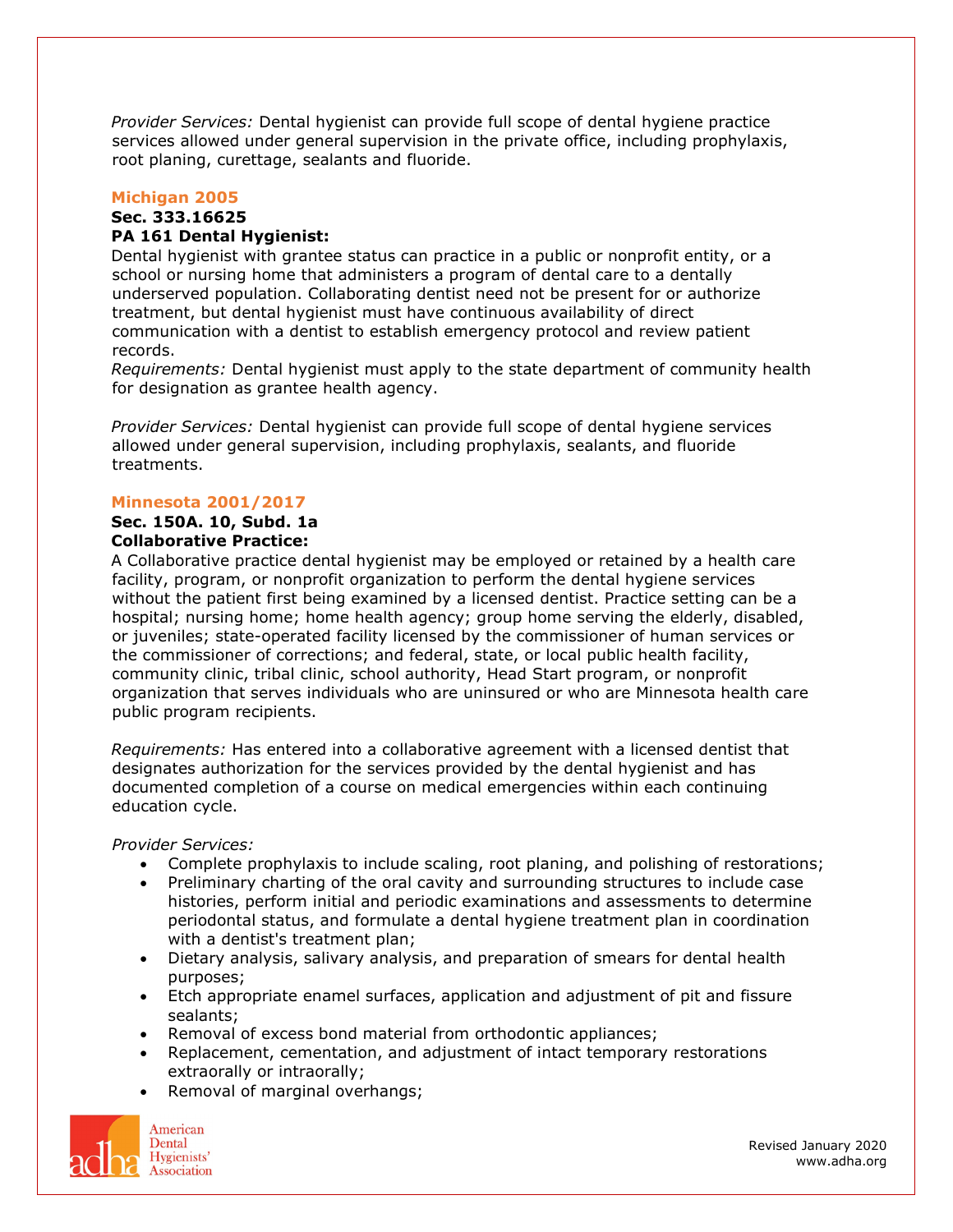*Provider Services:* Dental hygienist can provide full scope of dental hygiene practice services allowed under general supervision in the private office, including prophylaxis, root planing, curettage, sealants and fluoride.

## Michigan 2005

**Sec. 333.16625**

**PA 161 Dental Hygienist:**

Dental hygienist with grantee status can practice in a public or nonprofit entity, or a school or nursing home that administers a program of dental care to a dentally underserved population. Collaborating dentist need not be present for or authorize treatment, but dental hygienist must have continuous availability of direct communication with a dentist to establish emergency protocol and review patient records.

*Requirements:* Dental hygienist must apply to the state department of community health for designation as grantee health agency.

*Provider Services:* Dental hygienist can provide full scope of dental hygiene services allowed under general supervision, including prophylaxis, sealants, and fluoride treatments.

## Minnesota 2001/2017

**Sec. 150A. 10, Subd. 1a**

**Collaborative Practice:**

A Collaborative practice dental hygienist may be employed or retained by a health care facility, program, or nonprofit organization to perform the dental hygiene services without the patient first being examined by a licensed dentist. Practice setting can be a hospital; nursing home; home health agency; group home serving the elderly, disabled, or juveniles; state-operated facility licensed by the commissioner of human services or the commissioner of corrections; and federal, state, or local public health facility, community clinic, tribal clinic, school authority, Head Start program, or nonprofit organization that serves individuals who are uninsured or who are Minnesota health care public program recipients.

*Requirements:* Has entered into a collaborative agreement with a licensed dentist that designates authorization for the services provided by the dental hygienist and has documented completion of a course on medical emergencies within each continuing education cycle.

*Provider Services:*

- Complete prophylaxis to include scaling, root planing, and polishing of restorations;
- Preliminary charting of the oral cavity and surrounding structures to include case histories, perform initial and periodic examinations and assessments to determine periodontal status, and formulate a dental hygiene treatment plan in coordination with a dentist's treatment plan;
- Dietary analysis, salivary analysis, and preparation of smears for dental health purposes;
- Etch appropriate enamel surfaces, application and adjustment of pit and fissure sealants;
- Removal of excess bond material from orthodontic appliances;
- Replacement, cementation, and adjustment of intact temporary restorations extraorally or intraorally;
- Removal of marginal overhangs;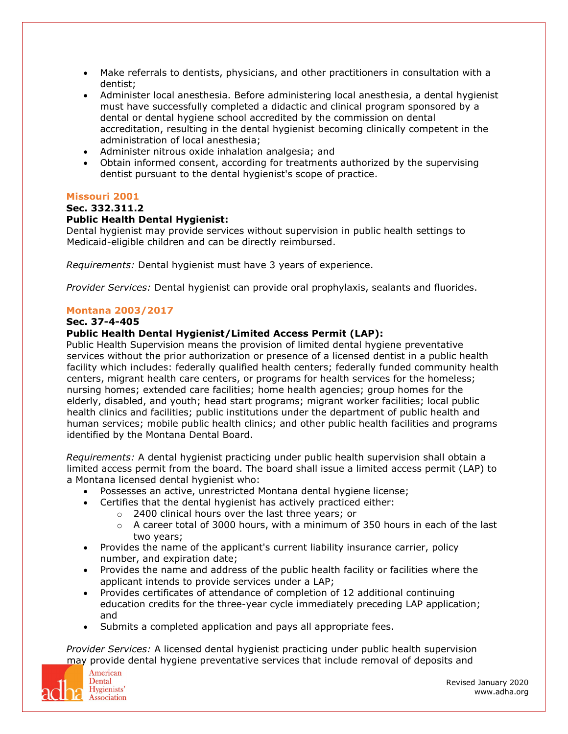- Make referrals to dentists, physicians, and other practitioners in consultation with a dentist;
- Administer local anesthesia. Before administering local anesthesia, a dental hygienist must have successfully completed a didactic and clinical program sponsored by a dental or dental hygiene school accredited by the commission on dental accreditation, resulting in the dental hygienist becoming clinically competent in the administration of local anesthesia;
- Administer nitrous oxide inhalation analgesia; and
- Obtain informed consent, according for treatments authorized by the supervising dentist pursuant to the dental hygienist's scope of practice.

### Missouri 2001

**Sec. 332.311.2**

**Public Health Dental Hygienist:**

Dental hygienist may provide services without supervision in public health settings to Medicaid-eligible children and can be directly reimbursed.

*Requirements:* Dental hygienist must have 3 years of experience.

*Provider Services:* Dental hygienist can provide oral prophylaxis, sealants and fluorides.

### Montana 2003/2017

**Sec. 37-4-405**

**Public Health Dental Hygienist/Limited Access Permit (LAP):**

Public Health Supervision means the provision of limited dental hygiene preventative services without the prior authorization or presence of a licensed dentist in a public health facility which includes: federally qualified health centers; federally funded community health centers, migrant health care centers, or programs for health services for the homeless; nursing homes; extended care facilities; home health agencies; group homes for the elderly, disabled, and youth; head start programs; migrant worker facilities; local public health clinics and facilities; public institutions under the department of public health and human services; mobile public health clinics; and other public health facilities and programs identified by the Montana Dental Board.

*Requirements:* A dental hygienist practicing under public health supervision shall obtain a limited access permit from the board. The board shall issue a limited access permit (LAP) to a Montana licensed dental hygienist who:

- Possesses an active, unrestricted Montana dental hygiene license;
- Certifies that the dental hygienist has actively practiced either:
  - 2400 clinical hours over the last three years; or
  - A career total of 3000 hours, with a minimum of 350 hours in each of the last two years;
- Provides the name of the applicant's current liability insurance carrier, policy number, and expiration date;
- Provides the name and address of the public health facility or facilities where the applicant intends to provide services under a LAP;
- Provides certificates of attendance of completion of 12 additional continuing education credits for the three-year cycle immediately preceding LAP application; and
- Submits a completed application and pays all appropriate fees.

*Provider Services:* A licensed dental hygienist practicing under public health supervision may provide dental hygiene preventative services that include removal of deposits and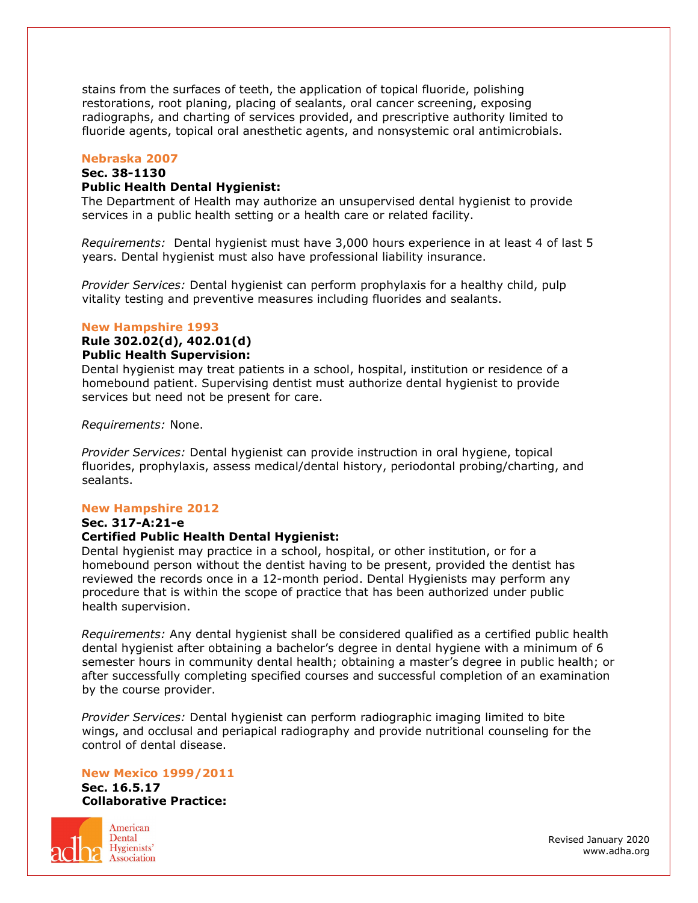stains from the surfaces of teeth, the application of topical fluoride, polishing restorations, root planing, placing of sealants, oral cancer screening, exposing radiographs, and charting of services provided, and prescriptive authority limited to fluoride agents, topical oral anesthetic agents, and nonsystemic oral antimicrobials.

## Nebraska 2007

**Sec. 38-1130**
**Public Health Dental Hygienist:**
The Department of Health may authorize an unsupervised dental hygienist to provide services in a public health setting or a health care or related facility.

*Requirements:* Dental hygienist must have 3,000 hours experience in at least 4 of last 5 years. Dental hygienist must also have professional liability insurance.

*Provider Services:* Dental hygienist can perform prophylaxis for a healthy child, pulp vitality testing and preventive measures including fluorides and sealants.

## New Hampshire 1993

**Rule 302.02(d), 402.01(d)**
**Public Health Supervision:**
Dental hygienist may treat patients in a school, hospital, institution or residence of a homebound patient. Supervising dentist must authorize dental hygienist to provide services but need not be present for care.

*Requirements:* None.

*Provider Services:* Dental hygienist can provide instruction in oral hygiene, topical fluorides, prophylaxis, assess medical/dental history, periodontal probing/charting, and sealants.

## New Hampshire 2012

**Sec. 317-A:21-e**
**Certified Public Health Dental Hygienist:**
Dental hygienist may practice in a school, hospital, or other institution, or for a homebound person without the dentist having to be present, provided the dentist has reviewed the records once in a 12-month period. Dental Hygienists may perform any procedure that is within the scope of practice that has been authorized under public health supervision.

*Requirements:* Any dental hygienist shall be considered qualified as a certified public health dental hygienist after obtaining a bachelor's degree in dental hygiene with a minimum of 6 semester hours in community dental health; obtaining a master's degree in public health; or after successfully completing specified courses and successful completion of an examination by the course provider.

*Provider Services:* Dental hygienist can perform radiographic imaging limited to bite wings, and occlusal and periapical radiography and provide nutritional counseling for the control of dental disease.

## New Mexico 1999/2011

**Sec. 16.5.17**
**Collaborative Practice:**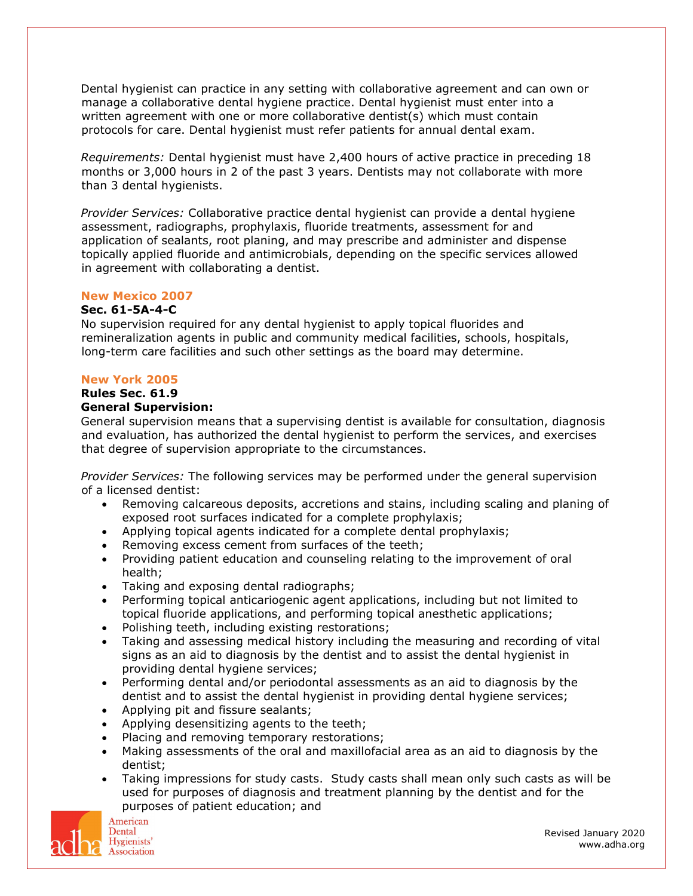Dental hygienist can practice in any setting with collaborative agreement and can own or manage a collaborative dental hygiene practice. Dental hygienist must enter into a written agreement with one or more collaborative dentist(s) which must contain protocols for care. Dental hygienist must refer patients for annual dental exam.

*Requirements:* Dental hygienist must have 2,400 hours of active practice in preceding 18 months or 3,000 hours in 2 of the past 3 years. Dentists may not collaborate with more than 3 dental hygienists.

*Provider Services:* Collaborative practice dental hygienist can provide a dental hygiene assessment, radiographs, prophylaxis, fluoride treatments, assessment for and application of sealants, root planing, and may prescribe and administer and dispense topically applied fluoride and antimicrobials, depending on the specific services allowed in agreement with collaborating a dentist.

## New Mexico 2007

**Sec. 61-5A-4-C**

No supervision required for any dental hygienist to apply topical fluorides and remineralization agents in public and community medical facilities, schools, hospitals, long-term care facilities and such other settings as the board may determine.

## New York 2005

**Rules Sec. 61.9**

**General Supervision:**

General supervision means that a supervising dentist is available for consultation, diagnosis and evaluation, has authorized the dental hygienist to perform the services, and exercises that degree of supervision appropriate to the circumstances.

*Provider Services:* The following services may be performed under the general supervision of a licensed dentist:

- Removing calcareous deposits, accretions and stains, including scaling and planing of exposed root surfaces indicated for a complete prophylaxis;
- Applying topical agents indicated for a complete dental prophylaxis;
- Removing excess cement from surfaces of the teeth;
- Providing patient education and counseling relating to the improvement of oral health;
- Taking and exposing dental radiographs;
- Performing topical anticariogenic agent applications, including but not limited to topical fluoride applications, and performing topical anesthetic applications;
- Polishing teeth, including existing restorations;
- Taking and assessing medical history including the measuring and recording of vital signs as an aid to diagnosis by the dentist and to assist the dental hygienist in providing dental hygiene services;
- Performing dental and/or periodontal assessments as an aid to diagnosis by the dentist and to assist the dental hygienist in providing dental hygiene services;
- Applying pit and fissure sealants;
- Applying desensitizing agents to the teeth;
- Placing and removing temporary restorations;
- Making assessments of the oral and maxillofacial area as an aid to diagnosis by the dentist;
- Taking impressions for study casts. Study casts shall mean only such casts as will be used for purposes of diagnosis and treatment planning by the dentist and for the purposes of patient education; and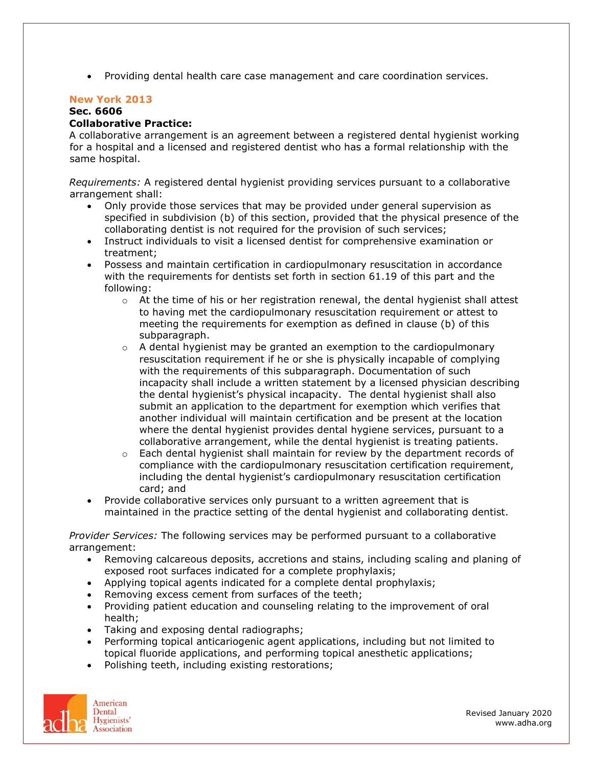- Providing dental health care case management and care coordination services.

## New York 2013

**Sec. 6606**

**Collaborative Practice:**

A collaborative arrangement is an agreement between a registered dental hygienist working for a hospital and a licensed and registered dentist who has a formal relationship with the same hospital.

*Requirements:* A registered dental hygienist providing services pursuant to a collaborative arrangement shall:

- Only provide those services that may be provided under general supervision as specified in subdivision (b) of this section, provided that the physical presence of the collaborating dentist is not required for the provision of such services;
- Instruct individuals to visit a licensed dentist for comprehensive examination or treatment;
- Possess and maintain certification in cardiopulmonary resuscitation in accordance with the requirements for dentists set forth in section 61.19 of this part and the following:
  - At the time of his or her registration renewal, the dental hygienist shall attest to having met the cardiopulmonary resuscitation requirement or attest to meeting the requirements for exemption as defined in clause (b) of this subparagraph.
  - A dental hygienist may be granted an exemption to the cardiopulmonary resuscitation requirement if he or she is physically incapable of complying with the requirements of this subparagraph. Documentation of such incapacity shall include a written statement by a licensed physician describing the dental hygienist's physical incapacity. The dental hygienist shall also submit an application to the department for exemption which verifies that another individual will maintain certification and be present at the location where the dental hygienist provides dental hygiene services, pursuant to a collaborative arrangement, while the dental hygienist is treating patients.
  - Each dental hygienist shall maintain for review by the department records of compliance with the cardiopulmonary resuscitation certification requirement, including the dental hygienist's cardiopulmonary resuscitation certification card; and
- Provide collaborative services only pursuant to a written agreement that is maintained in the practice setting of the dental hygienist and collaborating dentist.

*Provider Services:* The following services may be performed pursuant to a collaborative arrangement:

- Removing calcareous deposits, accretions and stains, including scaling and planing of exposed root surfaces indicated for a complete prophylaxis;
- Applying topical agents indicated for a complete dental prophylaxis;
- Removing excess cement from surfaces of the teeth;
- Providing patient education and counseling relating to the improvement of oral health;
- Taking and exposing dental radiographs;
- Performing topical anticariogenic agent applications, including but not limited to topical fluoride applications, and performing topical anesthetic applications;
- Polishing teeth, including existing restorations;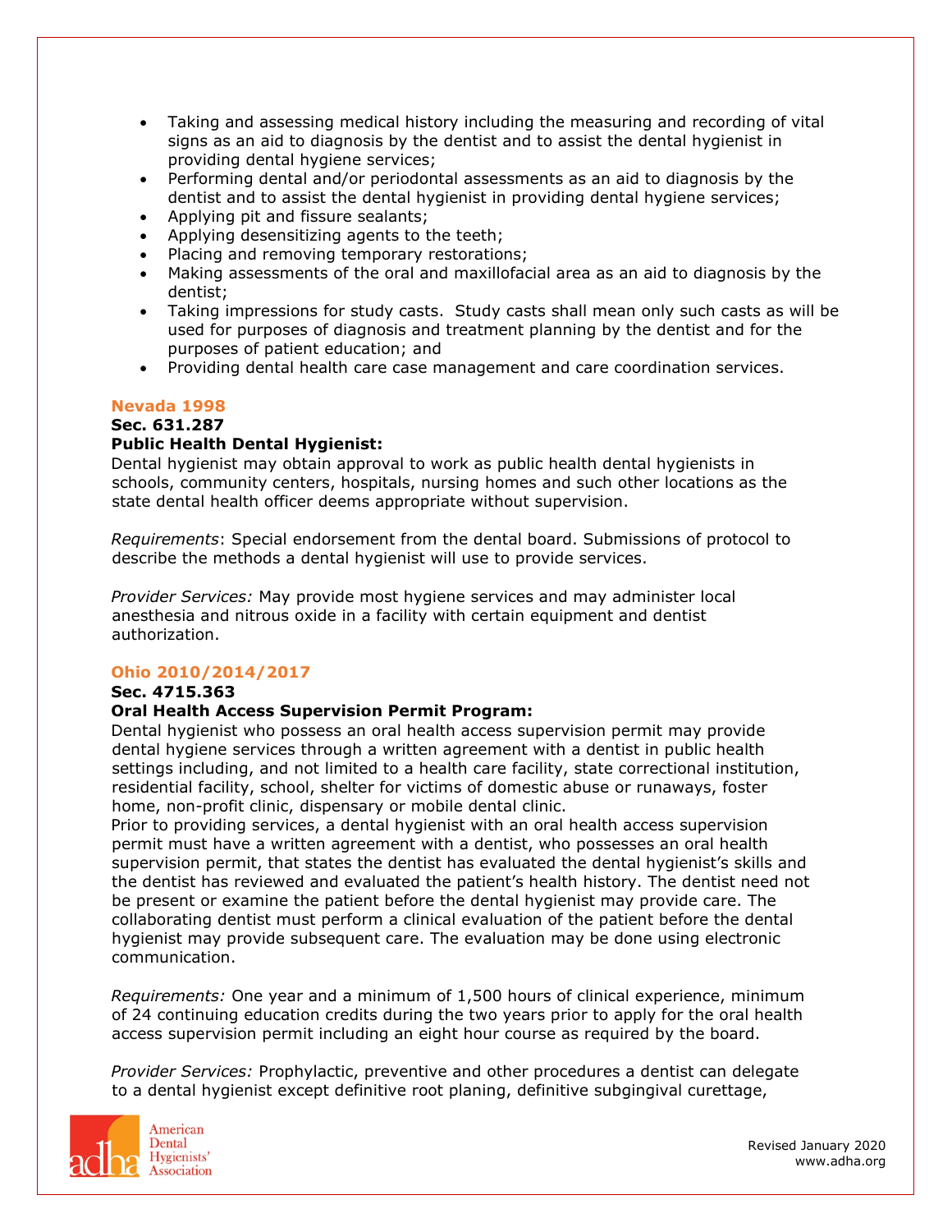- Taking and assessing medical history including the measuring and recording of vital signs as an aid to diagnosis by the dentist and to assist the dental hygienist in providing dental hygiene services;
- Performing dental and/or periodontal assessments as an aid to diagnosis by the dentist and to assist the dental hygienist in providing dental hygiene services;
- Applying pit and fissure sealants;
- Applying desensitizing agents to the teeth;
- Placing and removing temporary restorations;
- Making assessments of the oral and maxillofacial area as an aid to diagnosis by the dentist;
- Taking impressions for study casts. Study casts shall mean only such casts as will be used for purposes of diagnosis and treatment planning by the dentist and for the purposes of patient education; and
- Providing dental health care case management and care coordination services.

## Nevada 1998

**Sec. 631.287**

**Public Health Dental Hygienist:**
Dental hygienist may obtain approval to work as public health dental hygienists in schools, community centers, hospitals, nursing homes and such other locations as the state dental health officer deems appropriate without supervision.

*Requirements*: Special endorsement from the dental board. Submissions of protocol to describe the methods a dental hygienist will use to provide services.

*Provider Services:* May provide most hygiene services and may administer local anesthesia and nitrous oxide in a facility with certain equipment and dentist authorization.

## Ohio 2010/2014/2017

**Sec. 4715.363**

**Oral Health Access Supervision Permit Program:**
Dental hygienist who possess an oral health access supervision permit may provide dental hygiene services through a written agreement with a dentist in public health settings including, and not limited to a health care facility, state correctional institution, residential facility, school, shelter for victims of domestic abuse or runaways, foster home, non-profit clinic, dispensary or mobile dental clinic.
Prior to providing services, a dental hygienist with an oral health access supervision permit must have a written agreement with a dentist, who possesses an oral health supervision permit, that states the dentist has evaluated the dental hygienist's skills and the dentist has reviewed and evaluated the patient's health history. The dentist need not be present or examine the patient before the dental hygienist may provide care. The collaborating dentist must perform a clinical evaluation of the patient before the dental hygienist may provide subsequent care. The evaluation may be done using electronic communication.

*Requirements:* One year and a minimum of 1,500 hours of clinical experience, minimum of 24 continuing education credits during the two years prior to apply for the oral health access supervision permit including an eight hour course as required by the board.

*Provider Services:* Prophylactic, preventive and other procedures a dentist can delegate to a dental hygienist except definitive root planing, definitive subgingival curettage,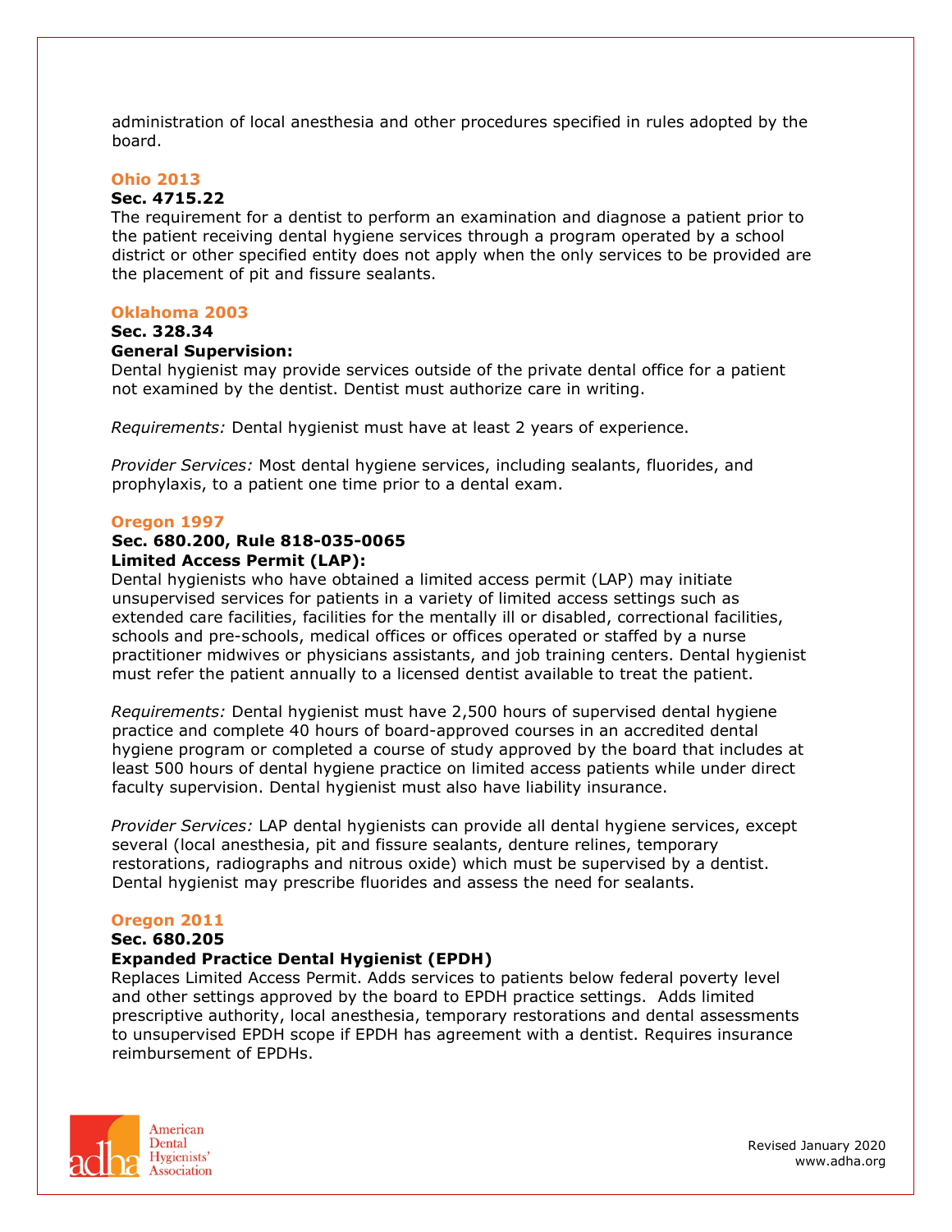administration of local anesthesia and other procedures specified in rules adopted by the board.

### Ohio 2013

**Sec. 4715.22**

The requirement for a dentist to perform an examination and diagnose a patient prior to the patient receiving dental hygiene services through a program operated by a school district or other specified entity does not apply when the only services to be provided are the placement of pit and fissure sealants.

### Oklahoma 2003

**Sec. 328.34**

**General Supervision:**

Dental hygienist may provide services outside of the private dental office for a patient not examined by the dentist. Dentist must authorize care in writing.

*Requirements:* Dental hygienist must have at least 2 years of experience.

*Provider Services:* Most dental hygiene services, including sealants, fluorides, and prophylaxis, to a patient one time prior to a dental exam.

### Oregon 1997

**Sec. 680.200, Rule 818-035-0065**

**Limited Access Permit (LAP):**

Dental hygienists who have obtained a limited access permit (LAP) may initiate unsupervised services for patients in a variety of limited access settings such as extended care facilities, facilities for the mentally ill or disabled, correctional facilities, schools and pre-schools, medical offices or offices operated or staffed by a nurse practitioner midwives or physicians assistants, and job training centers. Dental hygienist must refer the patient annually to a licensed dentist available to treat the patient.

*Requirements:* Dental hygienist must have 2,500 hours of supervised dental hygiene practice and complete 40 hours of board-approved courses in an accredited dental hygiene program or completed a course of study approved by the board that includes at least 500 hours of dental hygiene practice on limited access patients while under direct faculty supervision. Dental hygienist must also have liability insurance.

*Provider Services:* LAP dental hygienists can provide all dental hygiene services, except several (local anesthesia, pit and fissure sealants, denture relines, temporary restorations, radiographs and nitrous oxide) which must be supervised by a dentist. Dental hygienist may prescribe fluorides and assess the need for sealants.

### Oregon 2011

**Sec. 680.205**

**Expanded Practice Dental Hygienist (EPDH)**

Replaces Limited Access Permit. Adds services to patients below federal poverty level and other settings approved by the board to EPDH practice settings. Adds limited prescriptive authority, local anesthesia, temporary restorations and dental assessments to unsupervised EPDH scope if EPDH has agreement with a dentist. Requires insurance reimbursement of EPDHs.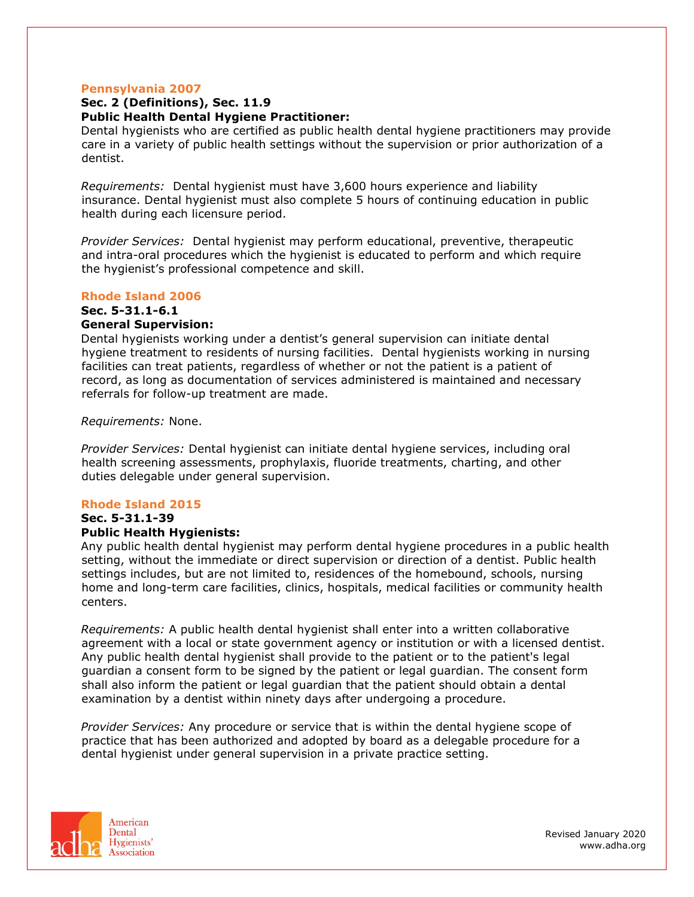## Pennsylvania 2007

**Sec. 2 (Definitions), Sec. 11.9**

**Public Health Dental Hygiene Practitioner:**

Dental hygienists who are certified as public health dental hygiene practitioners may provide care in a variety of public health settings without the supervision or prior authorization of a dentist.

*Requirements:* Dental hygienist must have 3,600 hours experience and liability insurance. Dental hygienist must also complete 5 hours of continuing education in public health during each licensure period.

*Provider Services:* Dental hygienist may perform educational, preventive, therapeutic and intra-oral procedures which the hygienist is educated to perform and which require the hygienist's professional competence and skill.

## Rhode Island 2006

**Sec. 5-31.1-6.1**

**General Supervision:**

Dental hygienists working under a dentist's general supervision can initiate dental hygiene treatment to residents of nursing facilities. Dental hygienists working in nursing facilities can treat patients, regardless of whether or not the patient is a patient of record, as long as documentation of services administered is maintained and necessary referrals for follow-up treatment are made.

*Requirements:* None.

*Provider Services:* Dental hygienist can initiate dental hygiene services, including oral health screening assessments, prophylaxis, fluoride treatments, charting, and other duties delegable under general supervision.

## Rhode Island 2015

**Sec. 5-31.1-39**

**Public Health Hygienists:**

Any public health dental hygienist may perform dental hygiene procedures in a public health setting, without the immediate or direct supervision or direction of a dentist. Public health settings includes, but are not limited to, residences of the homebound, schools, nursing home and long-term care facilities, clinics, hospitals, medical facilities or community health centers.

*Requirements:* A public health dental hygienist shall enter into a written collaborative agreement with a local or state government agency or institution or with a licensed dentist. Any public health dental hygienist shall provide to the patient or to the patient's legal guardian a consent form to be signed by the patient or legal guardian. The consent form shall also inform the patient or legal guardian that the patient should obtain a dental examination by a dentist within ninety days after undergoing a procedure.

*Provider Services:* Any procedure or service that is within the dental hygiene scope of practice that has been authorized and adopted by board as a delegable procedure for a dental hygienist under general supervision in a private practice setting.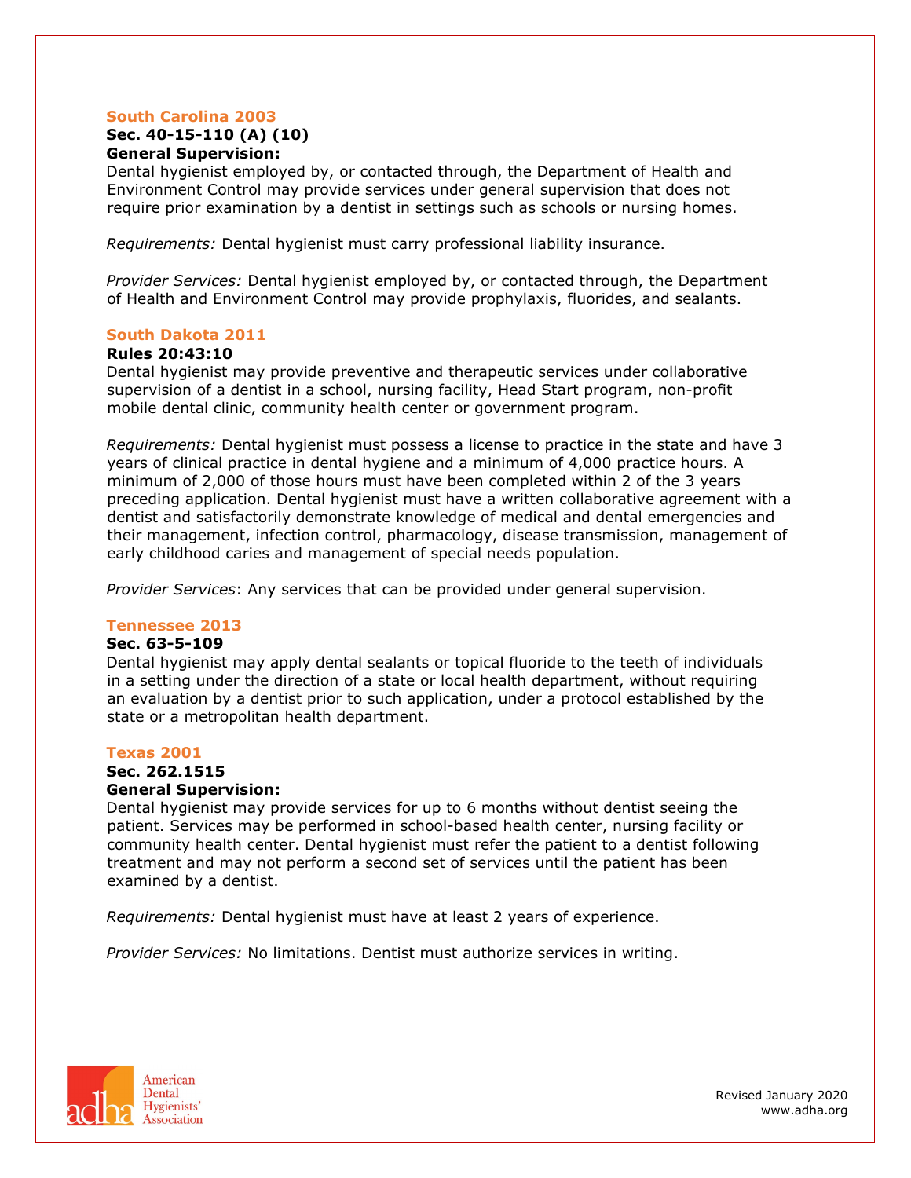## South Carolina 2003

**Sec. 40-15-110 (A) (10)**

**General Supervision:**

Dental hygienist employed by, or contacted through, the Department of Health and Environment Control may provide services under general supervision that does not require prior examination by a dentist in settings such as schools or nursing homes.

*Requirements:* Dental hygienist must carry professional liability insurance.

*Provider Services:* Dental hygienist employed by, or contacted through, the Department of Health and Environment Control may provide prophylaxis, fluorides, and sealants.

## South Dakota 2011

**Rules 20:43:10**

Dental hygienist may provide preventive and therapeutic services under collaborative supervision of a dentist in a school, nursing facility, Head Start program, non-profit mobile dental clinic, community health center or government program.

*Requirements:* Dental hygienist must possess a license to practice in the state and have 3 years of clinical practice in dental hygiene and a minimum of 4,000 practice hours. A minimum of 2,000 of those hours must have been completed within 2 of the 3 years preceding application. Dental hygienist must have a written collaborative agreement with a dentist and satisfactorily demonstrate knowledge of medical and dental emergencies and their management, infection control, pharmacology, disease transmission, management of early childhood caries and management of special needs population.

*Provider Services*: Any services that can be provided under general supervision.

## Tennessee 2013

**Sec. 63-5-109**

Dental hygienist may apply dental sealants or topical fluoride to the teeth of individuals in a setting under the direction of a state or local health department, without requiring an evaluation by a dentist prior to such application, under a protocol established by the state or a metropolitan health department.

## Texas 2001

**Sec. 262.1515**

**General Supervision:**

Dental hygienist may provide services for up to 6 months without dentist seeing the patient. Services may be performed in school-based health center, nursing facility or community health center. Dental hygienist must refer the patient to a dentist following treatment and may not perform a second set of services until the patient has been examined by a dentist.

*Requirements:* Dental hygienist must have at least 2 years of experience.

*Provider Services:* No limitations. Dentist must authorize services in writing.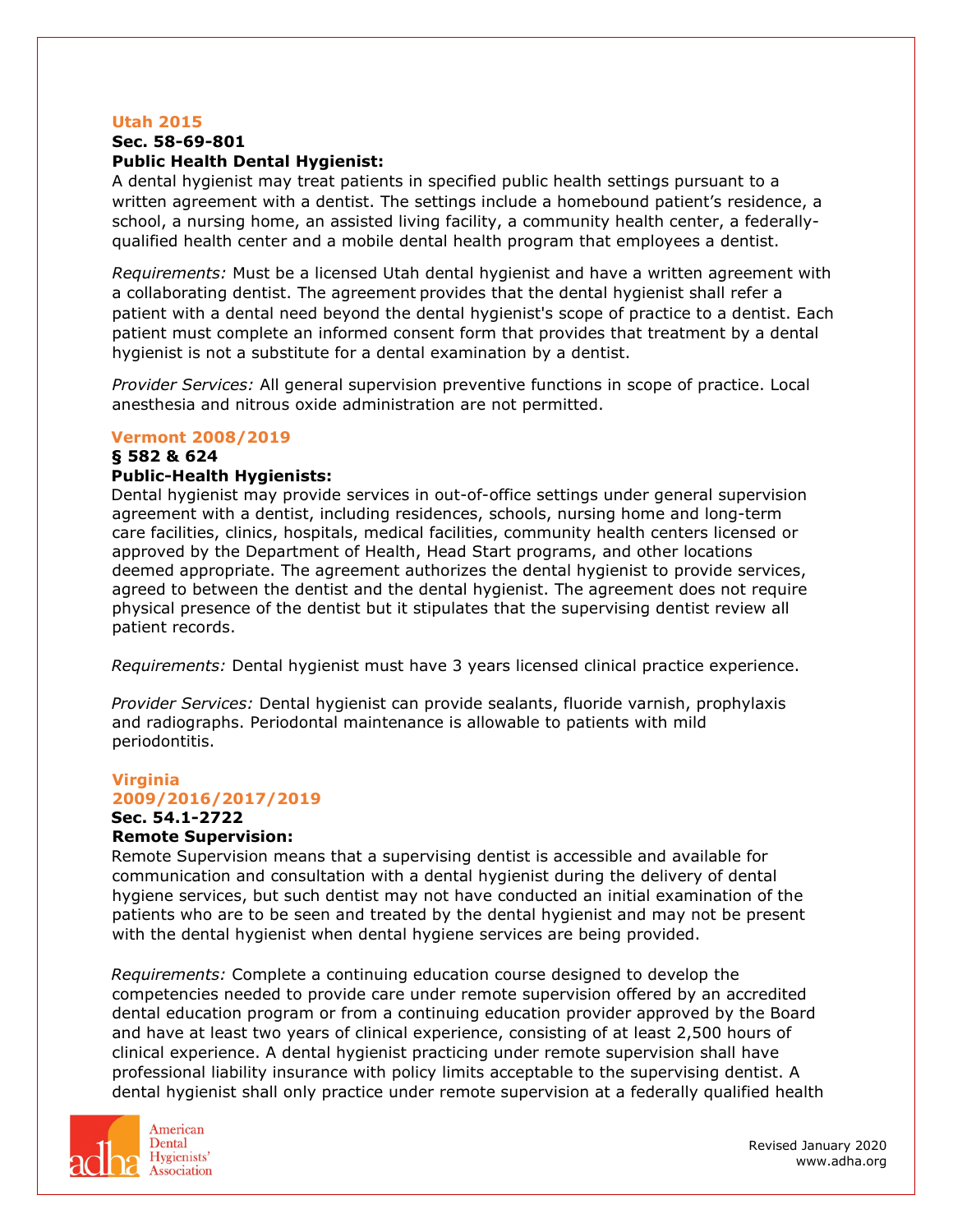**Utah 2015**

**Sec. 58-69-801**

**Public Health Dental Hygienist:**

A dental hygienist may treat patients in specified public health settings pursuant to a written agreement with a dentist. The settings include a homebound patient's residence, a school, a nursing home, an assisted living facility, a community health center, a federally-qualified health center and a mobile dental health program that employees a dentist.

*Requirements:* Must be a licensed Utah dental hygienist and have a written agreement with a collaborating dentist. The agreement provides that the dental hygienist shall refer a patient with a dental need beyond the dental hygienist's scope of practice to a dentist. Each patient must complete an informed consent form that provides that treatment by a dental hygienist is not a substitute for a dental examination by a dentist.

*Provider Services:* All general supervision preventive functions in scope of practice. Local anesthesia and nitrous oxide administration are not permitted.

**Vermont 2008/2019**

**§ 582 & 624**

**Public-Health Hygienists:**

Dental hygienist may provide services in out-of-office settings under general supervision agreement with a dentist, including residences, schools, nursing home and long-term care facilities, clinics, hospitals, medical facilities, community health centers licensed or approved by the Department of Health, Head Start programs, and other locations deemed appropriate. The agreement authorizes the dental hygienist to provide services, agreed to between the dentist and the dental hygienist. The agreement does not require physical presence of the dentist but it stipulates that the supervising dentist review all patient records.

*Requirements:* Dental hygienist must have 3 years licensed clinical practice experience.

*Provider Services:* Dental hygienist can provide sealants, fluoride varnish, prophylaxis and radiographs. Periodontal maintenance is allowable to patients with mild periodontitis.

**Virginia 2009/2016/2017/2019**

**Sec. 54.1-2722**

**Remote Supervision:**

Remote Supervision means that a supervising dentist is accessible and available for communication and consultation with a dental hygienist during the delivery of dental hygiene services, but such dentist may not have conducted an initial examination of the patients who are to be seen and treated by the dental hygienist and may not be present with the dental hygienist when dental hygiene services are being provided.

*Requirements:* Complete a continuing education course designed to develop the competencies needed to provide care under remote supervision offered by an accredited dental education program or from a continuing education provider approved by the Board and have at least two years of clinical experience, consisting of at least 2,500 hours of clinical experience. A dental hygienist practicing under remote supervision shall have professional liability insurance with policy limits acceptable to the supervising dentist. A dental hygienist shall only practice under remote supervision at a federally qualified health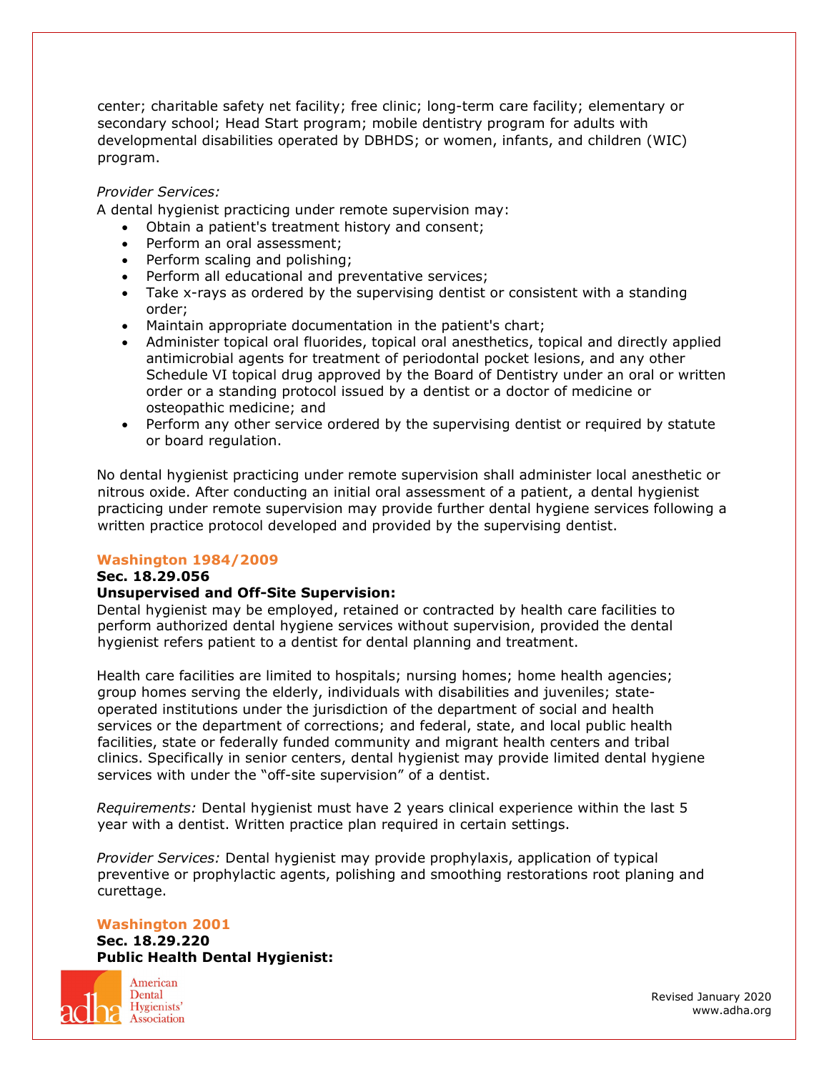center; charitable safety net facility; free clinic; long-term care facility; elementary or secondary school; Head Start program; mobile dentistry program for adults with developmental disabilities operated by DBHDS; or women, infants, and children (WIC) program.

*Provider Services:*
A dental hygienist practicing under remote supervision may:

- Obtain a patient's treatment history and consent;
- Perform an oral assessment;
- Perform scaling and polishing;
- Perform all educational and preventative services;
- Take x-rays as ordered by the supervising dentist or consistent with a standing order;
- Maintain appropriate documentation in the patient's chart;
- Administer topical oral fluorides, topical oral anesthetics, topical and directly applied antimicrobial agents for treatment of periodontal pocket lesions, and any other Schedule VI topical drug approved by the Board of Dentistry under an oral or written order or a standing protocol issued by a dentist or a doctor of medicine or osteopathic medicine; and
- Perform any other service ordered by the supervising dentist or required by statute or board regulation.

No dental hygienist practicing under remote supervision shall administer local anesthetic or nitrous oxide. After conducting an initial oral assessment of a patient, a dental hygienist practicing under remote supervision may provide further dental hygiene services following a written practice protocol developed and provided by the supervising dentist.

### Washington 1984/2009

**Sec. 18.29.056**

**Unsupervised and Off-Site Supervision:**
Dental hygienist may be employed, retained or contracted by health care facilities to perform authorized dental hygiene services without supervision, provided the dental hygienist refers patient to a dentist for dental planning and treatment.

Health care facilities are limited to hospitals; nursing homes; home health agencies; group homes serving the elderly, individuals with disabilities and juveniles; state-operated institutions under the jurisdiction of the department of social and health services or the department of corrections; and federal, state, and local public health facilities, state or federally funded community and migrant health centers and tribal clinics. Specifically in senior centers, dental hygienist may provide limited dental hygiene services with under the "off-site supervision" of a dentist.

*Requirements:* Dental hygienist must have 2 years clinical experience within the last 5 year with a dentist. Written practice plan required in certain settings.

*Provider Services:* Dental hygienist may provide prophylaxis, application of typical preventive or prophylactic agents, polishing and smoothing restorations root planing and curettage.

### Washington 2001

**Sec. 18.29.220**

**Public Health Dental Hygienist:**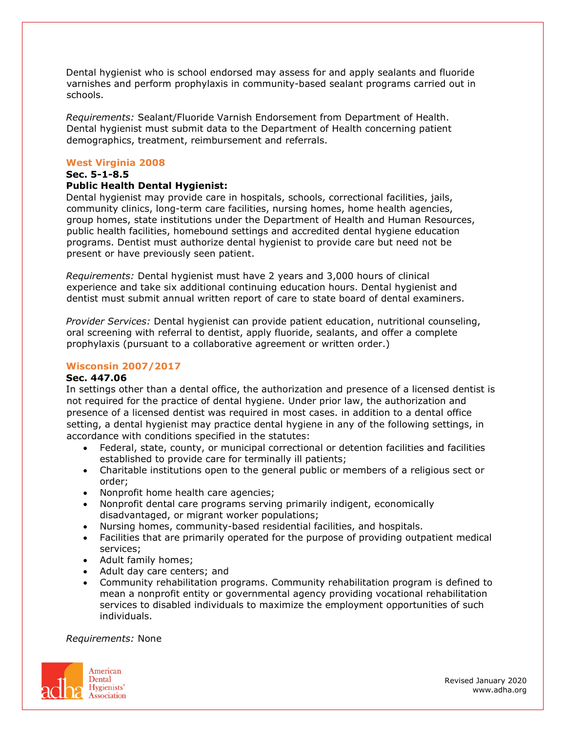Dental hygienist who is school endorsed may assess for and apply sealants and fluoride varnishes and perform prophylaxis in community-based sealant programs carried out in schools.

*Requirements:* Sealant/Fluoride Varnish Endorsement from Department of Health. Dental hygienist must submit data to the Department of Health concerning patient demographics, treatment, reimbursement and referrals.

## West Virginia 2008

**Sec. 5-1-8.5**

**Public Health Dental Hygienist:**

Dental hygienist may provide care in hospitals, schools, correctional facilities, jails, community clinics, long-term care facilities, nursing homes, home health agencies, group homes, state institutions under the Department of Health and Human Resources, public health facilities, homebound settings and accredited dental hygiene education programs. Dentist must authorize dental hygienist to provide care but need not be present or have previously seen patient.

*Requirements:* Dental hygienist must have 2 years and 3,000 hours of clinical experience and take six additional continuing education hours. Dental hygienist and dentist must submit annual written report of care to state board of dental examiners.

*Provider Services:* Dental hygienist can provide patient education, nutritional counseling, oral screening with referral to dentist, apply fluoride, sealants, and offer a complete prophylaxis (pursuant to a collaborative agreement or written order.)

## Wisconsin 2007/2017

**Sec. 447.06**

In settings other than a dental office, the authorization and presence of a licensed dentist is not required for the practice of dental hygiene. Under prior law, the authorization and presence of a licensed dentist was required in most cases. in addition to a dental office setting, a dental hygienist may practice dental hygiene in any of the following settings, in accordance with conditions specified in the statutes:

- Federal, state, county, or municipal correctional or detention facilities and facilities established to provide care for terminally ill patients;
- Charitable institutions open to the general public or members of a religious sect or order;
- Nonprofit home health care agencies;
- Nonprofit dental care programs serving primarily indigent, economically disadvantaged, or migrant worker populations;
- Nursing homes, community-based residential facilities, and hospitals.
- Facilities that are primarily operated for the purpose of providing outpatient medical services;
- Adult family homes;
- Adult day care centers; and
- Community rehabilitation programs. Community rehabilitation program is defined to mean a nonprofit entity or governmental agency providing vocational rehabilitation services to disabled individuals to maximize the employment opportunities of such individuals.

*Requirements:* None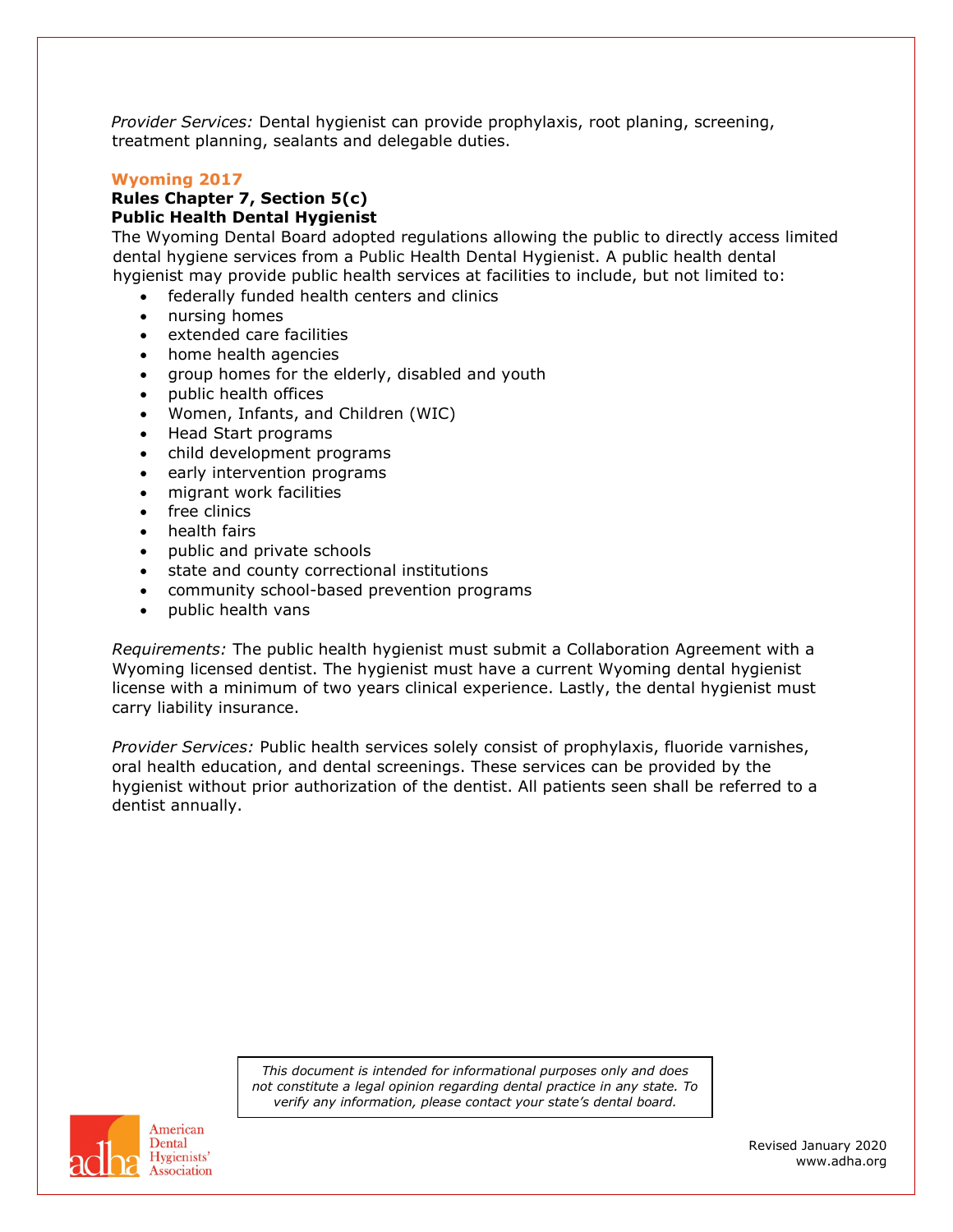*Provider Services:* Dental hygienist can provide prophylaxis, root planing, screening, treatment planning, sealants and delegable duties.

## Wyoming 2017

**Rules Chapter 7, Section 5(c)**
**Public Health Dental Hygienist**

The Wyoming Dental Board adopted regulations allowing the public to directly access limited dental hygiene services from a Public Health Dental Hygienist. A public health dental hygienist may provide public health services at facilities to include, but not limited to:

- federally funded health centers and clinics
- nursing homes
- extended care facilities
- home health agencies
- group homes for the elderly, disabled and youth
- public health offices
- Women, Infants, and Children (WIC)
- Head Start programs
- child development programs
- early intervention programs
- migrant work facilities
- free clinics
- health fairs
- public and private schools
- state and county correctional institutions
- community school-based prevention programs
- public health vans

*Requirements:* The public health hygienist must submit a Collaboration Agreement with a Wyoming licensed dentist. The hygienist must have a current Wyoming dental hygienist license with a minimum of two years clinical experience. Lastly, the dental hygienist must carry liability insurance.

*Provider Services:* Public health services solely consist of prophylaxis, fluoride varnishes, oral health education, and dental screenings. These services can be provided by the hygienist without prior authorization of the dentist. All patients seen shall be referred to a dentist annually.

*This document is intended for informational purposes only and does not constitute a legal opinion regarding dental practice in any state. To verify any information, please contact your state's dental board.*

American Dental Hygienists' Association

Revised January 2020
www.adha.org